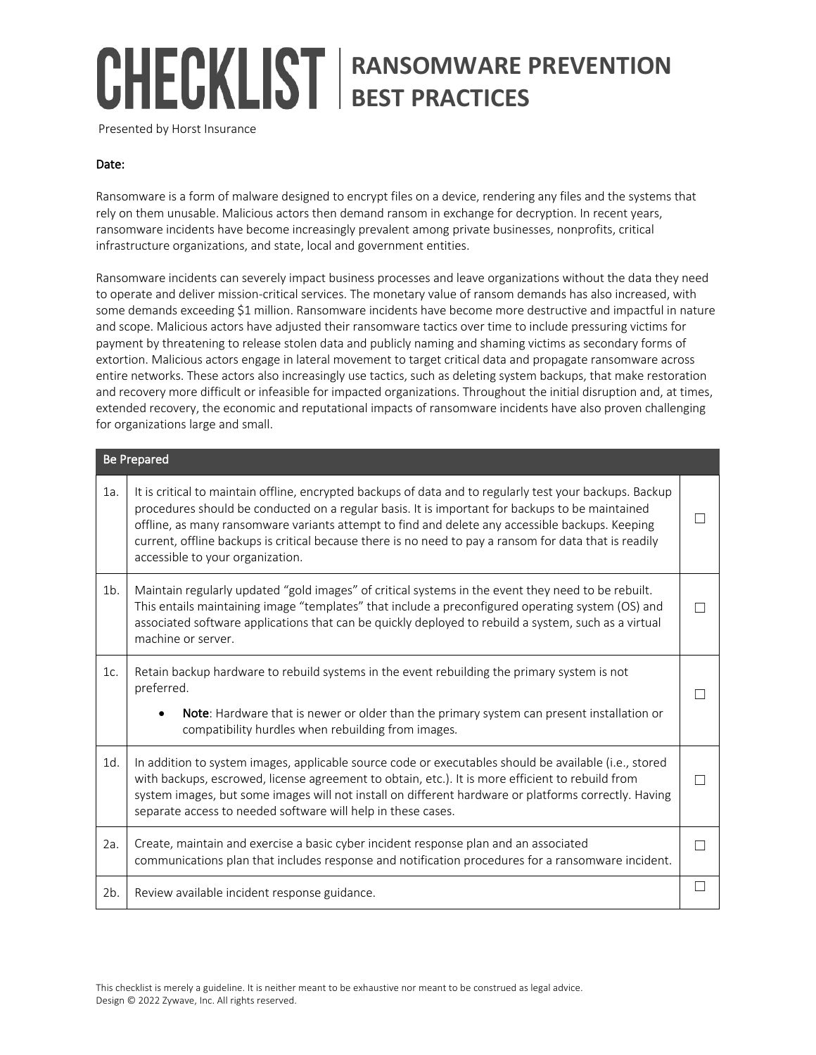# CHECKLIST | RANSOMWARE PREVENTION BEST PRACTICES

Presented by Horst Insurance

**Date:**

Ransomware is a form of malware designed to encrypt files on a device, rendering any files and the systems that rely on them unusable. Malicious actors then demand ransom in exchange for decryption. In recent years, ransomware incidents have become increasingly prevalent among private businesses, nonprofits, critical infrastructure organizations, and state, local and government entities.

Ransomware incidents can severely impact business processes and leave organizations without the data they need to operate and deliver mission-critical services. The monetary value of ransom demands has also increased, with some demands exceeding $1 million. Ransomware incidents have become more destructive and impactful in nature and scope. Malicious actors have adjusted their ransomware tactics over time to include pressuring victims for payment by threatening to release stolen data and publicly naming and shaming victims as secondary forms of extortion. Malicious actors engage in lateral movement to target critical data and propagate ransomware across entire networks. These actors also increasingly use tactics, such as deleting system backups, that make restoration and recovery more difficult or infeasible for impacted organizations. Throughout the initial disruption and, at times, extended recovery, the economic and reputational impacts of ransomware incidents have also proven challenging for organizations large and small.

| Be Prepared | | |
|---|---|---|
| 1a. | It is critical to maintain offline, encrypted backups of data and to regularly test your backups. Backup procedures should be conducted on a regular basis. It is important for backups to be maintained offline, as many ransomware variants attempt to find and delete any accessible backups. Keeping current, offline backups is critical because there is no need to pay a ransom for data that is readily accessible to your organization. | ☐ |
| 1b. | Maintain regularly updated "gold images" of critical systems in the event they need to be rebuilt. This entails maintaining image "templates" that include a preconfigured operating system (OS) and associated software applications that can be quickly deployed to rebuild a system, such as a virtual machine or server. | ☐ |
| 1c. | Retain backup hardware to rebuild systems in the event rebuilding the primary system is not preferred. <br> • **Note**: Hardware that is newer or older than the primary system can present installation or compatibility hurdles when rebuilding from images. | ☐ |
| 1d. | In addition to system images, applicable source code or executables should be available (i.e., stored with backups, escrowed, license agreement to obtain, etc.). It is more efficient to rebuild from system images, but some images will not install on different hardware or platforms correctly. Having separate access to needed software will help in these cases. | ☐ |
| 2a. | Create, maintain and exercise a basic cyber incident response plan and an associated communications plan that includes response and notification procedures for a ransomware incident. | ☐ |
| 2b. | Review available incident response guidance. | ☐ |

This checklist is merely a guideline. It is neither meant to be exhaustive nor meant to be construed as legal advice.
Design © 2022 Zywave, Inc. All rights reserved.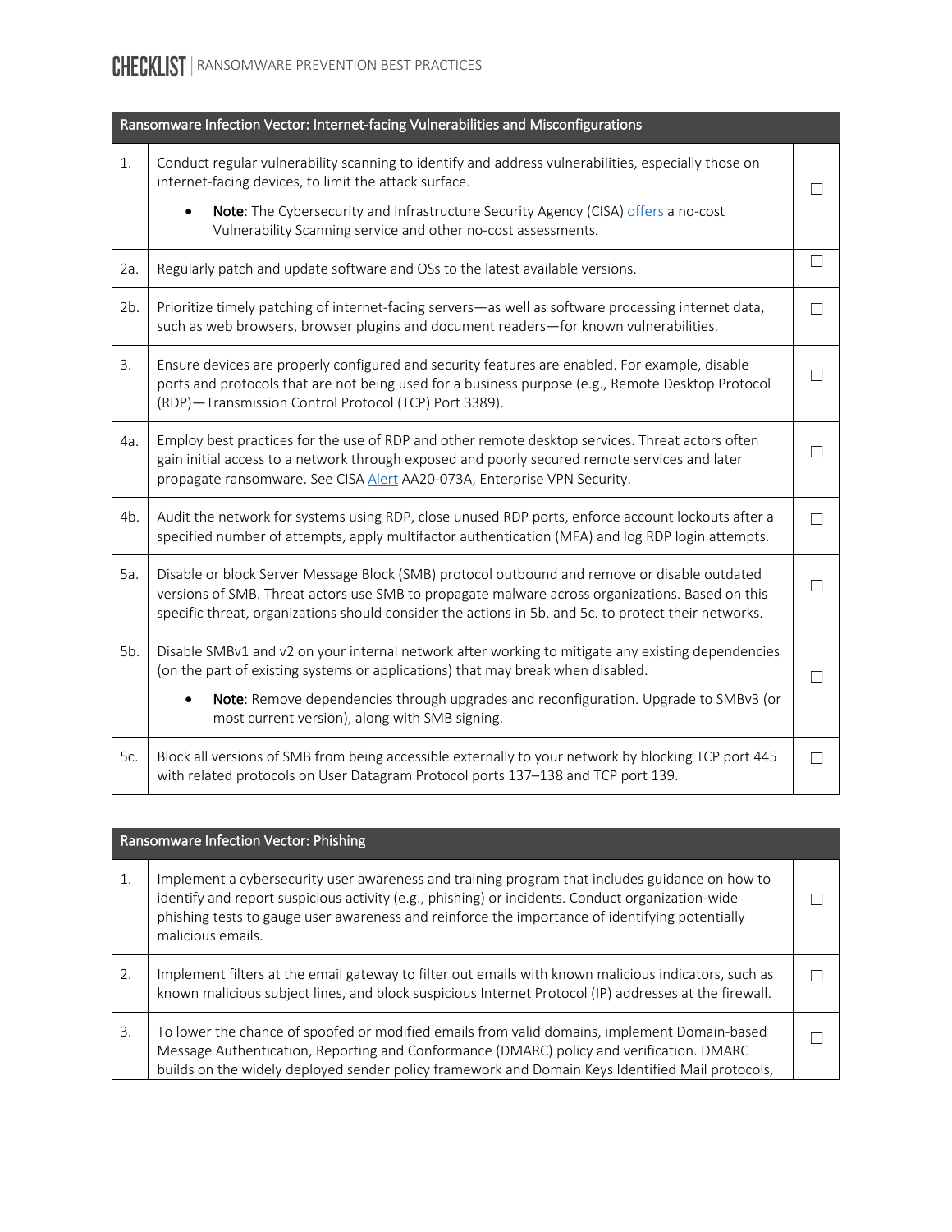| Ransomware Infection Vector: Internet-facing Vulnerabilities and Misconfigurations | | |
|---|---|---|
| 1. | Conduct regular vulnerability scanning to identify and address vulnerabilities, especially those on internet-facing devices, to limit the attack surface.<br>• **Note**: The Cybersecurity and Infrastructure Security Agency (CISA) [offers](offers) a no-cost Vulnerability Scanning service and other no-cost assessments. | ☐ |
| 2a. | Regularly patch and update software and OSs to the latest available versions. | ☐ |
| 2b. | Prioritize timely patching of internet-facing servers—as well as software processing internet data, such as web browsers, browser plugins and document readers—for known vulnerabilities. | ☐ |
| 3. | Ensure devices are properly configured and security features are enabled. For example, disable ports and protocols that are not being used for a business purpose (e.g., Remote Desktop Protocol (RDP)—Transmission Control Protocol (TCP) Port 3389). | ☐ |
| 4a. | Employ best practices for the use of RDP and other remote desktop services. Threat actors often gain initial access to a network through exposed and poorly secured remote services and later propagate ransomware. See CISA [Alert](Alert) AA20-073A, Enterprise VPN Security. | ☐ |
| 4b. | Audit the network for systems using RDP, close unused RDP ports, enforce account lockouts after a specified number of attempts, apply multifactor authentication (MFA) and log RDP login attempts. | ☐ |
| 5a. | Disable or block Server Message Block (SMB) protocol outbound and remove or disable outdated versions of SMB. Threat actors use SMB to propagate malware across organizations. Based on this specific threat, organizations should consider the actions in 5b. and 5c. to protect their networks. | ☐ |
| 5b. | Disable SMBv1 and v2 on your internal network after working to mitigate any existing dependencies (on the part of existing systems or applications) that may break when disabled.<br>• **Note**: Remove dependencies through upgrades and reconfiguration. Upgrade to SMBv3 (or most current version), along with SMB signing. | ☐ |
| 5c. | Block all versions of SMB from being accessible externally to your network by blocking TCP port 445 with related protocols on User Datagram Protocol ports 137–138 and TCP port 139. | ☐ |

| Ransomware Infection Vector: Phishing | | |
|---|---|---|
| 1. | Implement a cybersecurity user awareness and training program that includes guidance on how to identify and report suspicious activity (e.g., phishing) or incidents. Conduct organization-wide phishing tests to gauge user awareness and reinforce the importance of identifying potentially malicious emails. | ☐ |
| 2. | Implement filters at the email gateway to filter out emails with known malicious indicators, such as known malicious subject lines, and block suspicious Internet Protocol (IP) addresses at the firewall. | ☐ |
| 3. | To lower the chance of spoofed or modified emails from valid domains, implement Domain-based Message Authentication, Reporting and Conformance (DMARC) policy and verification. DMARC builds on the widely deployed sender policy framework and Domain Keys Identified Mail protocols, | ☐ |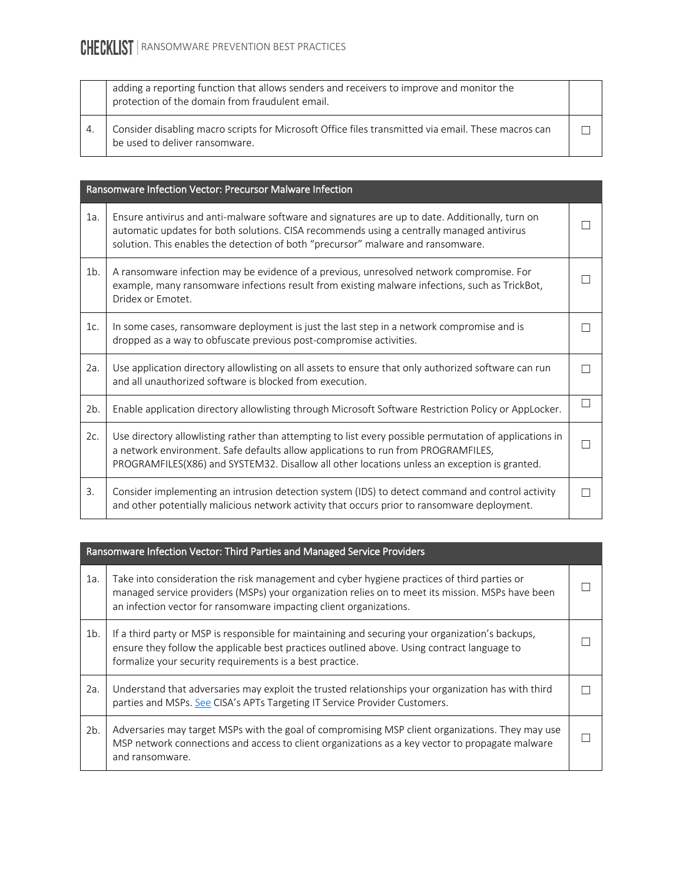| | | |
|---|---|---|
| | adding a reporting function that allows senders and receivers to improve and monitor the protection of the domain from fraudulent email. | |
| 4. | Consider disabling macro scripts for Microsoft Office files transmitted via email. These macros can be used to deliver ransomware. | ☐ |

| Ransomware Infection Vector: Precursor Malware Infection | | |
|---|---|---|
| 1a. | Ensure antivirus and anti-malware software and signatures are up to date. Additionally, turn on automatic updates for both solutions. CISA recommends using a centrally managed antivirus solution. This enables the detection of both "precursor" malware and ransomware. | ☐ |
| 1b. | A ransomware infection may be evidence of a previous, unresolved network compromise. For example, many ransomware infections result from existing malware infections, such as TrickBot, Dridex or Emotet. | ☐ |
| 1c. | In some cases, ransomware deployment is just the last step in a network compromise and is dropped as a way to obfuscate previous post-compromise activities. | ☐ |
| 2a. | Use application directory allowlisting on all assets to ensure that only authorized software can run and all unauthorized software is blocked from execution. | ☐ |
| 2b. | Enable application directory allowlisting through Microsoft Software Restriction Policy or AppLocker. | ☐ |
| 2c. | Use directory allowlisting rather than attempting to list every possible permutation of applications in a network environment. Safe defaults allow applications to run from PROGRAMFILES, PROGRAMFILES(X86) and SYSTEM32. Disallow all other locations unless an exception is granted. | ☐ |
| 3. | Consider implementing an intrusion detection system (IDS) to detect command and control activity and other potentially malicious network activity that occurs prior to ransomware deployment. | ☐ |

| Ransomware Infection Vector: Third Parties and Managed Service Providers | | |
|---|---|---|
| 1a. | Take into consideration the risk management and cyber hygiene practices of third parties or managed service providers (MSPs) your organization relies on to meet its mission. MSPs have been an infection vector for ransomware impacting client organizations. | ☐ |
| 1b. | If a third party or MSP is responsible for maintaining and securing your organization's backups, ensure they follow the applicable best practices outlined above. Using contract language to formalize your security requirements is a best practice. | ☐ |
| 2a. | Understand that adversaries may exploit the trusted relationships your organization has with third parties and MSPs. See CISA's APTs Targeting IT Service Provider Customers. | ☐ |
| 2b. | Adversaries may target MSPs with the goal of compromising MSP client organizations. They may use MSP network connections and access to client organizations as a key vector to propagate malware and ransomware. | ☐ |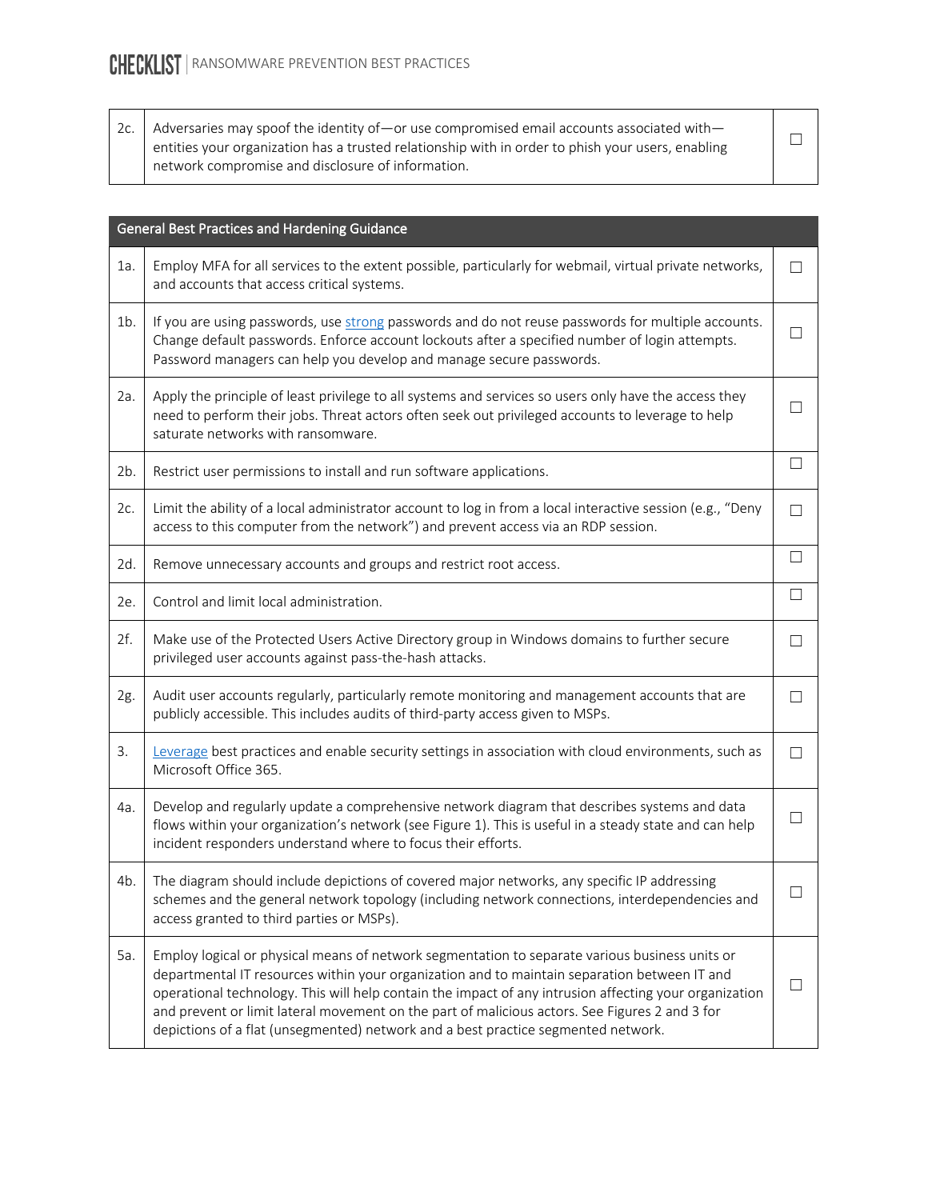| 2c. | Adversaries may spoof the identity of—or use compromised email accounts associated with—entities your organization has a trusted relationship with in order to phish your users, enabling network compromise and disclosure of information. | ☐ |
|---|---|---|

| General Best Practices and Hardening Guidance | | |
|---|---|---|
| 1a. | Employ MFA for all services to the extent possible, particularly for webmail, virtual private networks, and accounts that access critical systems. | ☐ |
| 1b. | If you are using passwords, use [strong](strong) passwords and do not reuse passwords for multiple accounts. Change default passwords. Enforce account lockouts after a specified number of login attempts. Password managers can help you develop and manage secure passwords. | ☐ |
| 2a. | Apply the principle of least privilege to all systems and services so users only have the access they need to perform their jobs. Threat actors often seek out privileged accounts to leverage to help saturate networks with ransomware. | ☐ |
| 2b. | Restrict user permissions to install and run software applications. | ☐ |
| 2c. | Limit the ability of a local administrator account to log in from a local interactive session (e.g., "Deny access to this computer from the network") and prevent access via an RDP session. | ☐ |
| 2d. | Remove unnecessary accounts and groups and restrict root access. | ☐ |
| 2e. | Control and limit local administration. | ☐ |
| 2f. | Make use of the Protected Users Active Directory group in Windows domains to further secure privileged user accounts against pass-the-hash attacks. | ☐ |
| 2g. | Audit user accounts regularly, particularly remote monitoring and management accounts that are publicly accessible. This includes audits of third-party access given to MSPs. | ☐ |
| 3. | Leverage best practices and enable security settings in association with cloud environments, such as Microsoft Office 365. | ☐ |
| 4a. | Develop and regularly update a comprehensive network diagram that describes systems and data flows within your organization's network (see Figure 1). This is useful in a steady state and can help incident responders understand where to focus their efforts. | ☐ |
| 4b. | The diagram should include depictions of covered major networks, any specific IP addressing schemes and the general network topology (including network connections, interdependencies and access granted to third parties or MSPs). | ☐ |
| 5a. | Employ logical or physical means of network segmentation to separate various business units or departmental IT resources within your organization and to maintain separation between IT and operational technology. This will help contain the impact of any intrusion affecting your organization and prevent or limit lateral movement on the part of malicious actors. See Figures 2 and 3 for depictions of a flat (unsegmented) network and a best practice segmented network. | ☐ |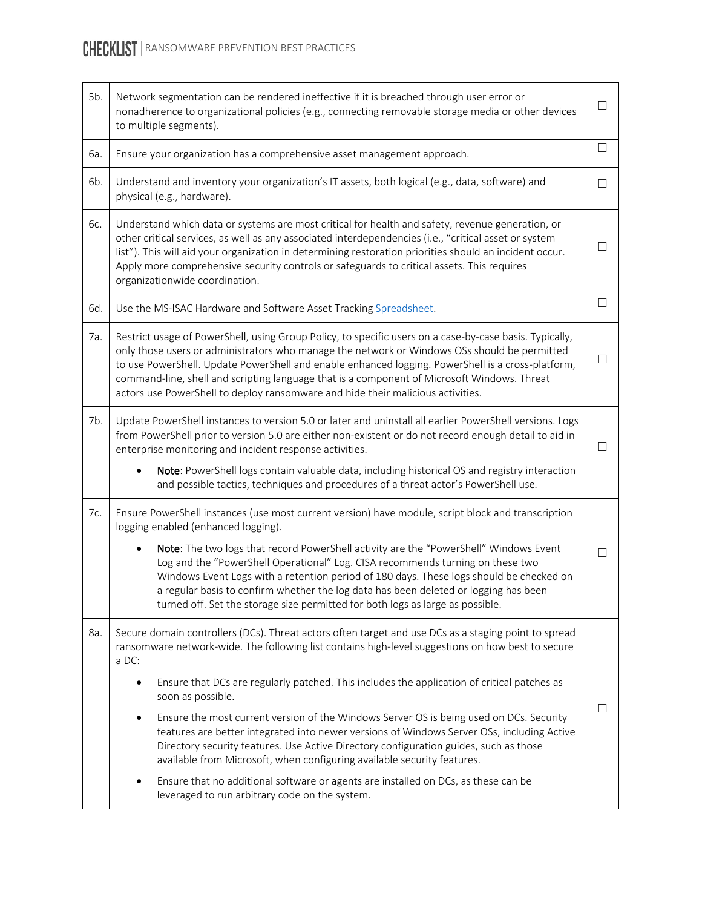| | | |
|---|---|---|
| 5b. | Network segmentation can be rendered ineffective if it is breached through user error or nonadherence to organizational policies (e.g., connecting removable storage media or other devices to multiple segments). | ☐ |
| 6a. | Ensure your organization has a comprehensive asset management approach. | ☐ |
| 6b. | Understand and inventory your organization's IT assets, both logical (e.g., data, software) and physical (e.g., hardware). | ☐ |
| 6c. | Understand which data or systems are most critical for health and safety, revenue generation, or other critical services, as well as any associated interdependencies (i.e., "critical asset or system list"). This will aid your organization in determining restoration priorities should an incident occur. Apply more comprehensive security controls or safeguards to critical assets. This requires organizationwide coordination. | ☐ |
| 6d. | Use the MS-ISAC Hardware and Software Asset Tracking Spreadsheet. | ☐ |
| 7a. | Restrict usage of PowerShell, using Group Policy, to specific users on a case-by-case basis. Typically, only those users or administrators who manage the network or Windows OSs should be permitted to use PowerShell. Update PowerShell and enable enhanced logging. PowerShell is a cross-platform, command-line, shell and scripting language that is a component of Microsoft Windows. Threat actors use PowerShell to deploy ransomware and hide their malicious activities. | ☐ |
| 7b. | Update PowerShell instances to version 5.0 or later and uninstall all earlier PowerShell versions. Logs from PowerShell prior to version 5.0 are either non-existent or do not record enough detail to aid in enterprise monitoring and incident response activities.<br><br>• **Note**: PowerShell logs contain valuable data, including historical OS and registry interaction and possible tactics, techniques and procedures of a threat actor's PowerShell use. | ☐ |
| 7c. | Ensure PowerShell instances (use most current version) have module, script block and transcription logging enabled (enhanced logging).<br><br>• **Note**: The two logs that record PowerShell activity are the "PowerShell" Windows Event Log and the "PowerShell Operational" Log. CISA recommends turning on these two Windows Event Logs with a retention period of 180 days. These logs should be checked on a regular basis to confirm whether the log data has been deleted or logging has been turned off. Set the storage size permitted for both logs as large as possible. | ☐ |
| 8a. | Secure domain controllers (DCs). Threat actors often target and use DCs as a staging point to spread ransomware network-wide. The following list contains high-level suggestions on how best to secure a DC:<br><br>• Ensure that DCs are regularly patched. This includes the application of critical patches as soon as possible.<br><br>• Ensure the most current version of the Windows Server OS is being used on DCs. Security features are better integrated into newer versions of Windows Server OSs, including Active Directory security features. Use Active Directory configuration guides, such as those available from Microsoft, when configuring available security features.<br><br>• Ensure that no additional software or agents are installed on DCs, as these can be leveraged to run arbitrary code on the system. | ☐ |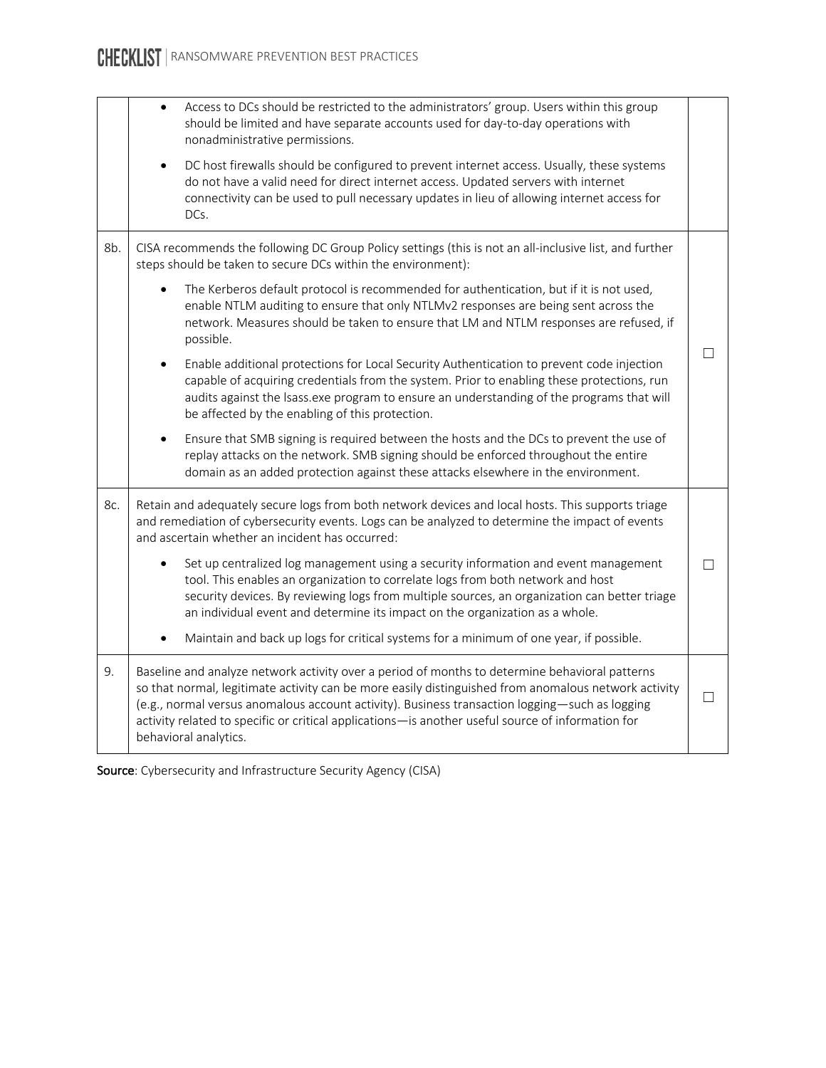| | | |
|---|---|---|
| | • Access to DCs should be restricted to the administrators' group. Users within this group should be limited and have separate accounts used for day-to-day operations with nonadministrative permissions.<br>• DC host firewalls should be configured to prevent internet access. Usually, these systems do not have a valid need for direct internet access. Updated servers with internet connectivity can be used to pull necessary updates in lieu of allowing internet access for DCs. | |
| 8b. | CISA recommends the following DC Group Policy settings (this is not an all-inclusive list, and further steps should be taken to secure DCs within the environment):<br>• The Kerberos default protocol is recommended for authentication, but if it is not used, enable NTLM auditing to ensure that only NTLMv2 responses are being sent across the network. Measures should be taken to ensure that LM and NTLM responses are refused, if possible.<br>• Enable additional protections for Local Security Authentication to prevent code injection capable of acquiring credentials from the system. Prior to enabling these protections, run audits against the lsass.exe program to ensure an understanding of the programs that will be affected by the enabling of this protection.<br>• Ensure that SMB signing is required between the hosts and the DCs to prevent the use of replay attacks on the network. SMB signing should be enforced throughout the entire domain as an added protection against these attacks elsewhere in the environment. | ☐ |
| 8c. | Retain and adequately secure logs from both network devices and local hosts. This supports triage and remediation of cybersecurity events. Logs can be analyzed to determine the impact of events and ascertain whether an incident has occurred:<br>• Set up centralized log management using a security information and event management tool. This enables an organization to correlate logs from both network and host security devices. By reviewing logs from multiple sources, an organization can better triage an individual event and determine its impact on the organization as a whole.<br>• Maintain and back up logs for critical systems for a minimum of one year, if possible. | ☐ |
| 9. | Baseline and analyze network activity over a period of months to determine behavioral patterns so that normal, legitimate activity can be more easily distinguished from anomalous network activity (e.g., normal versus anomalous account activity). Business transaction logging—such as logging activity related to specific or critical applications—is another useful source of information for behavioral analytics. | ☐ |

**Source**: Cybersecurity and Infrastructure Security Agency (CISA)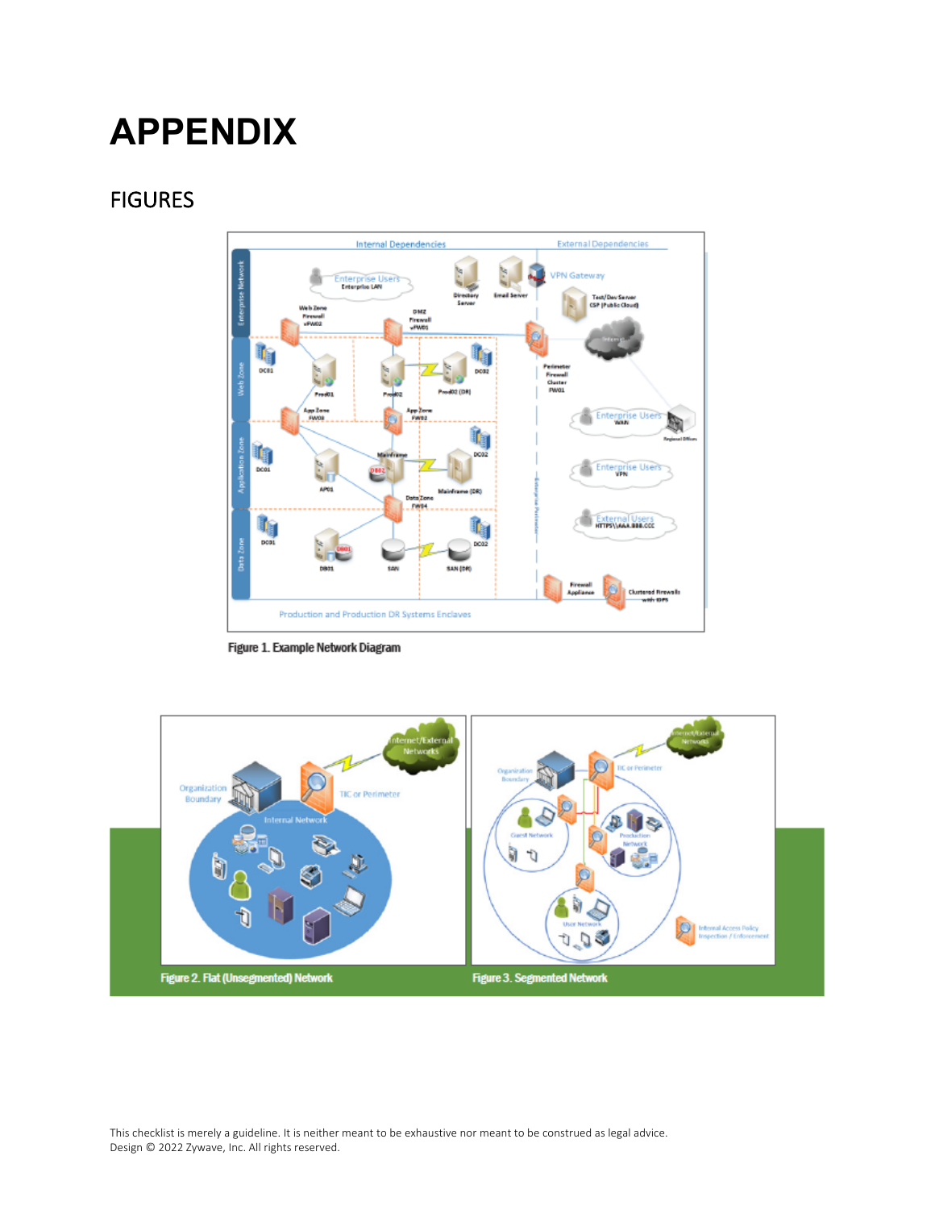# APPENDIX

## FIGURES

Figure 1. Example Network Diagram

Figure 2. Flat (Unsegmented) Network

Figure 3. Segmented Network

This checklist is merely a guideline. It is neither meant to be exhaustive nor meant to be construed as legal advice.
Design © 2022 Zywave, Inc. All rights reserved.